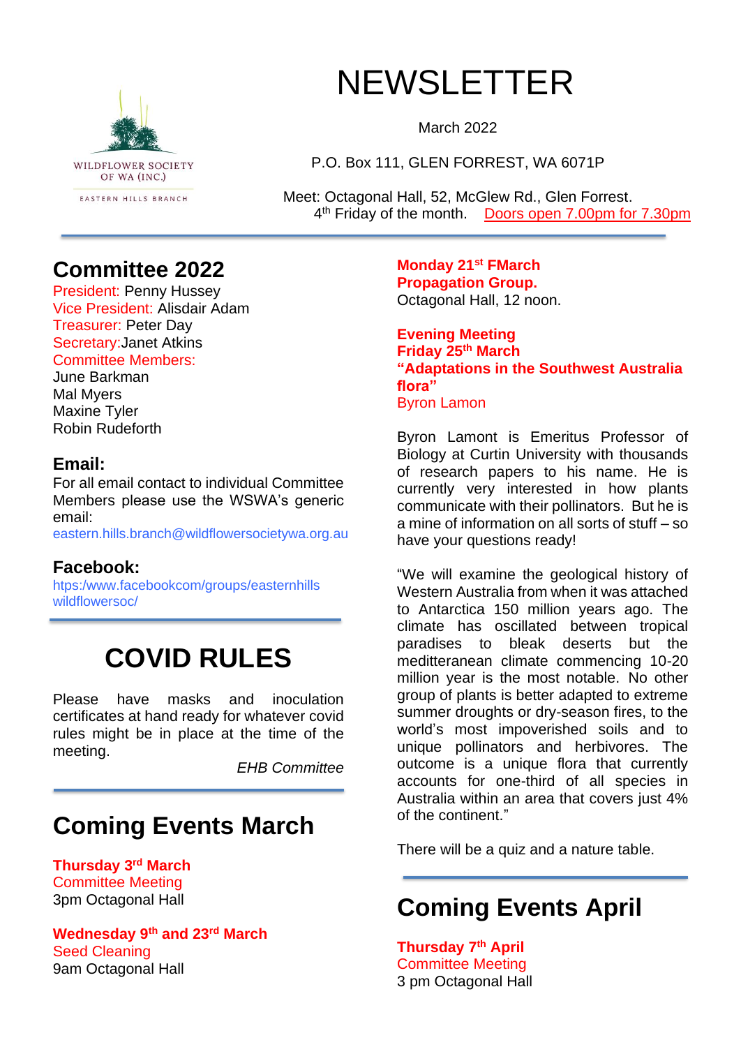WILDFLOWER SOCIETY OF WA (INC.)

EASTERN HILLS BRANCH

# NEWSLETTER

March 2022

P.O. Box 111, GLEN FORREST, WA 6071P

Meet: Octagonal Hall, 52, McGlew Rd., Glen Forrest.
4th Friday of the month. Doors open 7.00pm for 7.30pm

## Committee 2022

President: Penny Hussey
Vice President: Alisdair Adam
Treasurer: Peter Day
Secretary:Janet Atkins
Committee Members:
June Barkman
Mal Myers
Maxine Tyler
Robin Rudeforth

### Email:

For all email contact to individual Committee Members please use the WSWA's generic email:
eastern.hills.branch@wildflowersocietywa.org.au

### Facebook:

htps:/www.facebookcom/groups/easternhills wildflowersoc/

# COVID RULES

Please have masks and inoculation certificates at hand ready for whatever covid rules might be in place at the time of the meeting.

*EHB Committee*

## Coming Events March

**Thursday 3rd March**
Committee Meeting
3pm Octagonal Hall

**Wednesday 9th and 23rd March**
Seed Cleaning
9am Octagonal Hall

**Monday 21st FMarch**
**Propagation Group.**
Octagonal Hall, 12 noon.

**Evening Meeting**
**Friday 25th March**
**"Adaptations in the Southwest Australia flora"**
Byron Lamon

Byron Lamont is Emeritus Professor of Biology at Curtin University with thousands of research papers to his name. He is currently very interested in how plants communicate with their pollinators. But he is a mine of information on all sorts of stuff – so have your questions ready!

"We will examine the geological history of Western Australia from when it was attached to Antarctica 150 million years ago. The climate has oscillated between tropical paradises to bleak deserts but the meditteranean climate commencing 10-20 million year is the most notable. No other group of plants is better adapted to extreme summer droughts or dry-season fires, to the world's most impoverished soils and to unique pollinators and herbivores. The outcome is a unique flora that currently accounts for one-third of all species in Australia within an area that covers just 4% of the continent."

There will be a quiz and a nature table.

## Coming Events April

**Thursday 7th April**
Committee Meeting
3 pm Octagonal Hall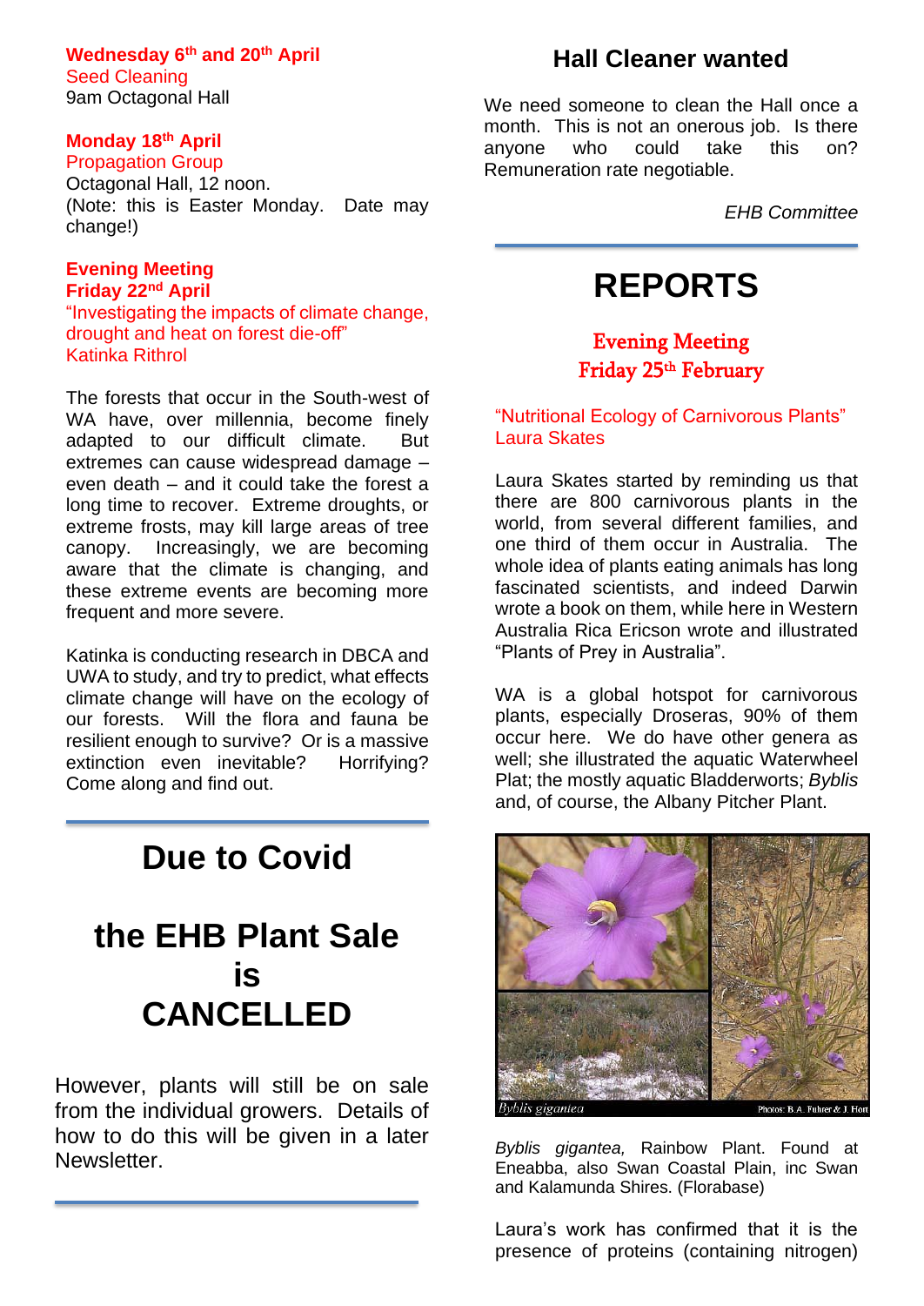**Wednesday 6th and 20th April**
Seed Cleaning
9am Octagonal Hall

**Monday 18th April**
Propagation Group
Octagonal Hall, 12 noon.
(Note: this is Easter Monday. Date may change!)

**Evening Meeting**
**Friday 22nd April**
"Investigating the impacts of climate change, drought and heat on forest die-off"
Katinka Rithrol

The forests that occur in the South-west of WA have, over millennia, become finely adapted to our difficult climate. But extremes can cause widespread damage – even death – and it could take the forest a long time to recover. Extreme droughts, or extreme frosts, may kill large areas of tree canopy. Increasingly, we are becoming aware that the climate is changing, and these extreme events are becoming more frequent and more severe.

Katinka is conducting research in DBCA and UWA to study, and try to predict, what effects climate change will have on the ecology of our forests. Will the flora and fauna be resilient enough to survive? Or is a massive extinction even inevitable? Horrifying? Come along and find out.

---

# Due to Covid

# the EHB Plant Sale is CANCELLED

However, plants will still be on sale from the individual growers. Details of how to do this will be given in a later Newsletter.

---

## Hall Cleaner wanted

We need someone to clean the Hall once a month. This is not an onerous job. Is there anyone who could take this on? Remuneration rate negotiable.

*EHB Committee*

---

# REPORTS

### Evening Meeting
### Friday 25th February

"Nutritional Ecology of Carnivorous Plants"
Laura Skates

Laura Skates started by reminding us that there are 800 carnivorous plants in the world, from several different families, and one third of them occur in Australia. The whole idea of plants eating animals has long fascinated scientists, and indeed Darwin wrote a book on them, while here in Western Australia Rica Ericson wrote and illustrated "Plants of Prey in Australia".

WA is a global hotspot for carnivorous plants, especially Droseras, 90% of them occur here. We do have other genera as well; she illustrated the aquatic Waterwheel Plat; the mostly aquatic Bladderworts; *Byblis* and, of course, the Albany Pitcher Plant.

*Byblis gigantea* — Photos: B.A. Fuhrer & J. Hort

*Byblis gigantea,* Rainbow Plant. Found at Eneabba, also Swan Coastal Plain, inc Swan and Kalamunda Shires. (Florabase)

Laura's work has confirmed that it is the presence of proteins (containing nitrogen)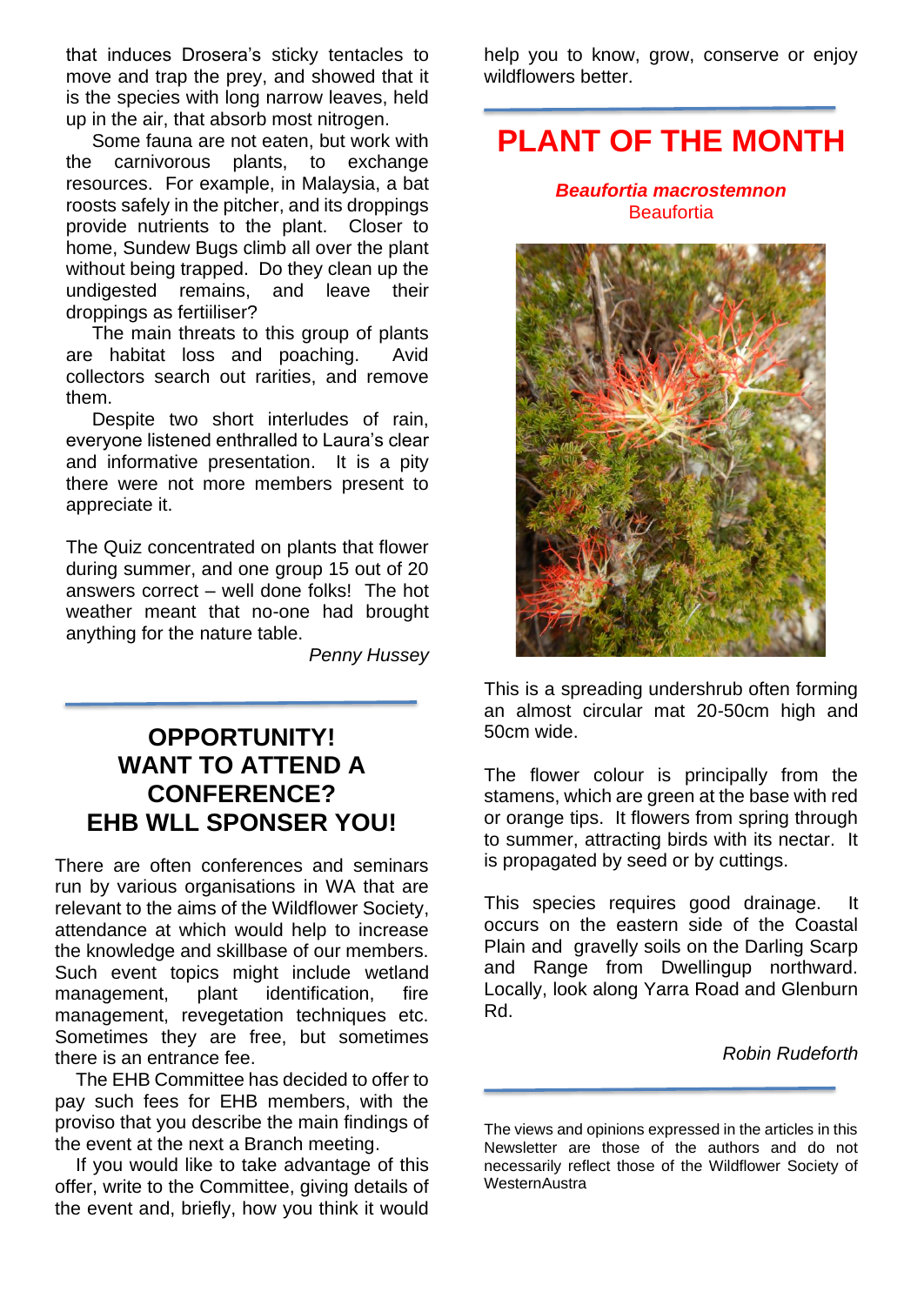that induces Drosera's sticky tentacles to move and trap the prey, and showed that it is the species with long narrow leaves, held up in the air, that absorb most nitrogen.

Some fauna are not eaten, but work with the carnivorous plants, to exchange resources. For example, in Malaysia, a bat roosts safely in the pitcher, and its droppings provide nutrients to the plant. Closer to home, Sundew Bugs climb all over the plant without being trapped. Do they clean up the undigested remains, and leave their droppings as fertiliser?

The main threats to this group of plants are habitat loss and poaching. Avid collectors search out rarities, and remove them.

Despite two short interludes of rain, everyone listened enthralled to Laura's clear and informative presentation. It is a pity there were not more members present to appreciate it.

The Quiz concentrated on plants that flower during summer, and one group 15 out of 20 answers correct – well done folks! The hot weather meant that no-one had brought anything for the nature table.

*Penny Hussey*

---

## OPPORTUNITY! WANT TO ATTEND A CONFERENCE? EHB WLL SPONSER YOU!

There are often conferences and seminars run by various organisations in WA that are relevant to the aims of the Wildflower Society, attendance at which would help to increase the knowledge and skillbase of our members. Such event topics might include wetland management, plant identification, fire management, revegetation techniques etc. Sometimes they are free, but sometimes there is an entrance fee.

The EHB Committee has decided to offer to pay such fees for EHB members, with the proviso that you describe the main findings of the event at the next a Branch meeting.

If you would like to take advantage of this offer, write to the Committee, giving details of the event and, briefly, how you think it would help you to know, grow, conserve or enjoy wildflowers better.

---

# PLANT OF THE MONTH

***Beaufortia macrostemnon***
Beaufortia

This is a spreading undershrub often forming an almost circular mat 20-50cm high and 50cm wide.

The flower colour is principally from the stamens, which are green at the base with red or orange tips. It flowers from spring through to summer, attracting birds with its nectar. It is propagated by seed or by cuttings.

This species requires good drainage. It occurs on the eastern side of the Coastal Plain and gravelly soils on the Darling Scarp and Range from Dwellingup northward. Locally, look along Yarra Road and Glenburn Rd.

*Robin Rudeforth*

---

The views and opinions expressed in the articles in this Newsletter are those of the authors and do not necessarily reflect those of the Wildflower Society of WesternAustra